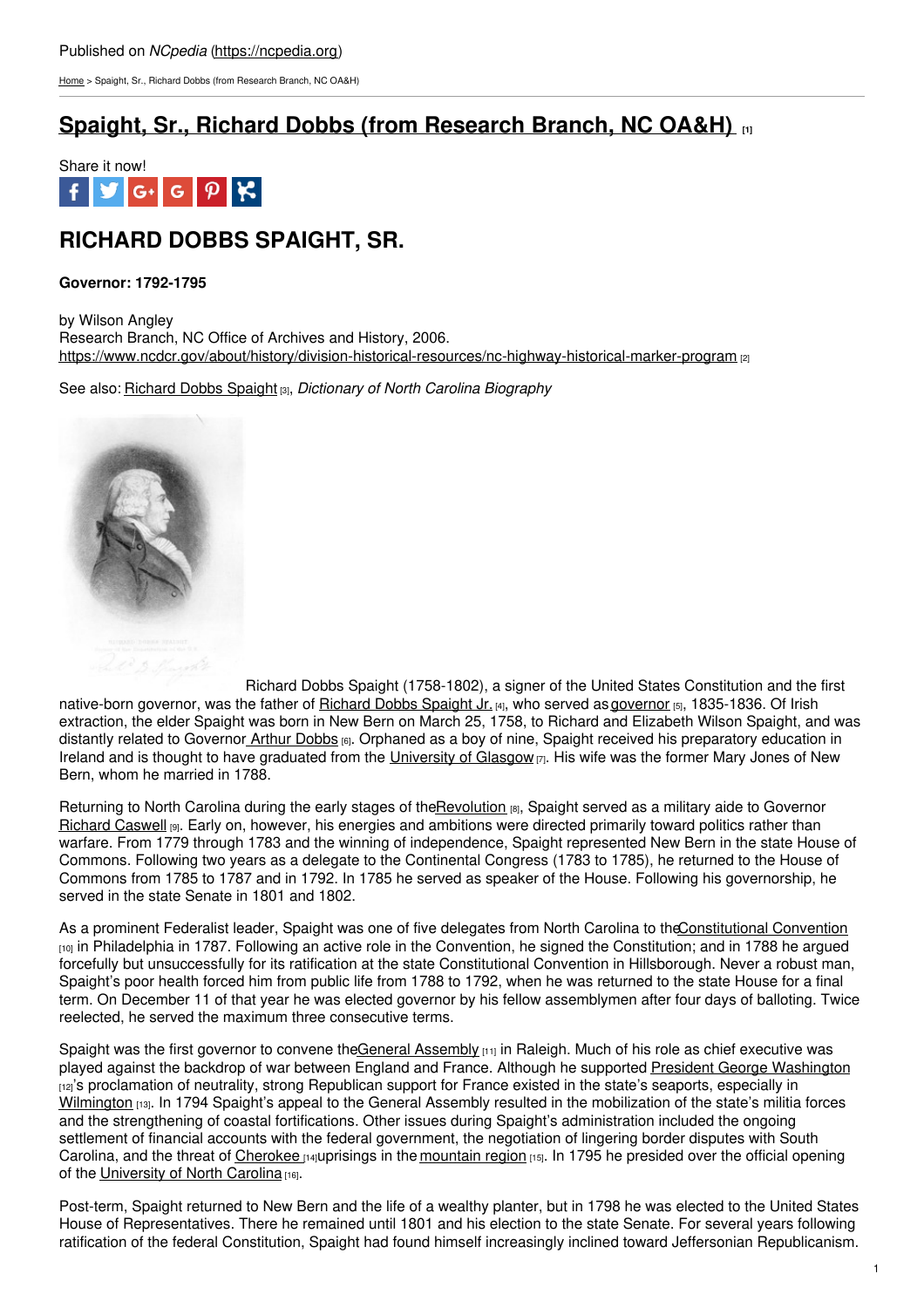Published on *NCpedia* (https://ncpedia.org)

Home > Spaight, Sr., Richard Dobbs (from Research Branch, NC OA&H)

# Spaight, Sr., Richard Dobbs (from Research Branch, NC OA&H) [1]

Share it now!

## RICHARD DOBBS SPAIGHT, SR.

**Governor: 1792-1795**

by Wilson Angley
Research Branch, NC Office of Archives and History, 2006.
https://www.ncdcr.gov/about/history/division-historical-resources/nc-highway-historical-marker-program [2]

See also: Richard Dobbs Spaight [3], *Dictionary of North Carolina Biography*

Richard Dobbs Spaight (1758-1802), a signer of the United States Constitution and the first native-born governor, was the father of Richard Dobbs Spaight Jr. [4], who served as governor [5], 1835-1836. Of Irish extraction, the elder Spaight was born in New Bern on March 25, 1758, to Richard and Elizabeth Wilson Spaight, and was distantly related to Governor Arthur Dobbs [6]. Orphaned as a boy of nine, Spaight received his preparatory education in Ireland and is thought to have graduated from the University of Glasgow [7]. His wife was the former Mary Jones of New Bern, whom he married in 1788.

Returning to North Carolina during the early stages of the Revolution [8], Spaight served as a military aide to Governor Richard Caswell [9]. Early on, however, his energies and ambitions were directed primarily toward politics rather than warfare. From 1779 through 1783 and the winning of independence, Spaight represented New Bern in the state House of Commons. Following two years as a delegate to the Continental Congress (1783 to 1785), he returned to the House of Commons from 1785 to 1787 and in 1792. In 1785 he served as speaker of the House. Following his governorship, he served in the state Senate in 1801 and 1802.

As a prominent Federalist leader, Spaight was one of five delegates from North Carolina to the Constitutional Convention [10] in Philadelphia in 1787. Following an active role in the Convention, he signed the Constitution; and in 1788 he argued forcefully but unsuccessfully for its ratification at the state Constitutional Convention in Hillsborough. Never a robust man, Spaight's poor health forced him from public life from 1788 to 1792, when he was returned to the state House for a final term. On December 11 of that year he was elected governor by his fellow assemblymen after four days of balloting. Twice reelected, he served the maximum three consecutive terms.

Spaight was the first governor to convene the General Assembly [11] in Raleigh. Much of his role as chief executive was played against the backdrop of war between England and France. Although he supported President George Washington [12]'s proclamation of neutrality, strong Republican support for France existed in the state's seaports, especially in Wilmington [13]. In 1794 Spaight's appeal to the General Assembly resulted in the mobilization of the state's militia forces and the strengthening of coastal fortifications. Other issues during Spaight's administration included the ongoing settlement of financial accounts with the federal government, the negotiation of lingering border disputes with South Carolina, and the threat of Cherokee [14] uprisings in the mountain region [15]. In 1795 he presided over the official opening of the University of North Carolina [16].

Post-term, Spaight returned to New Bern and the life of a wealthy planter, but in 1798 he was elected to the United States House of Representatives. There he remained until 1801 and his election to the state Senate. For several years following ratification of the federal Constitution, Spaight had found himself increasingly inclined toward Jeffersonian Republicanism.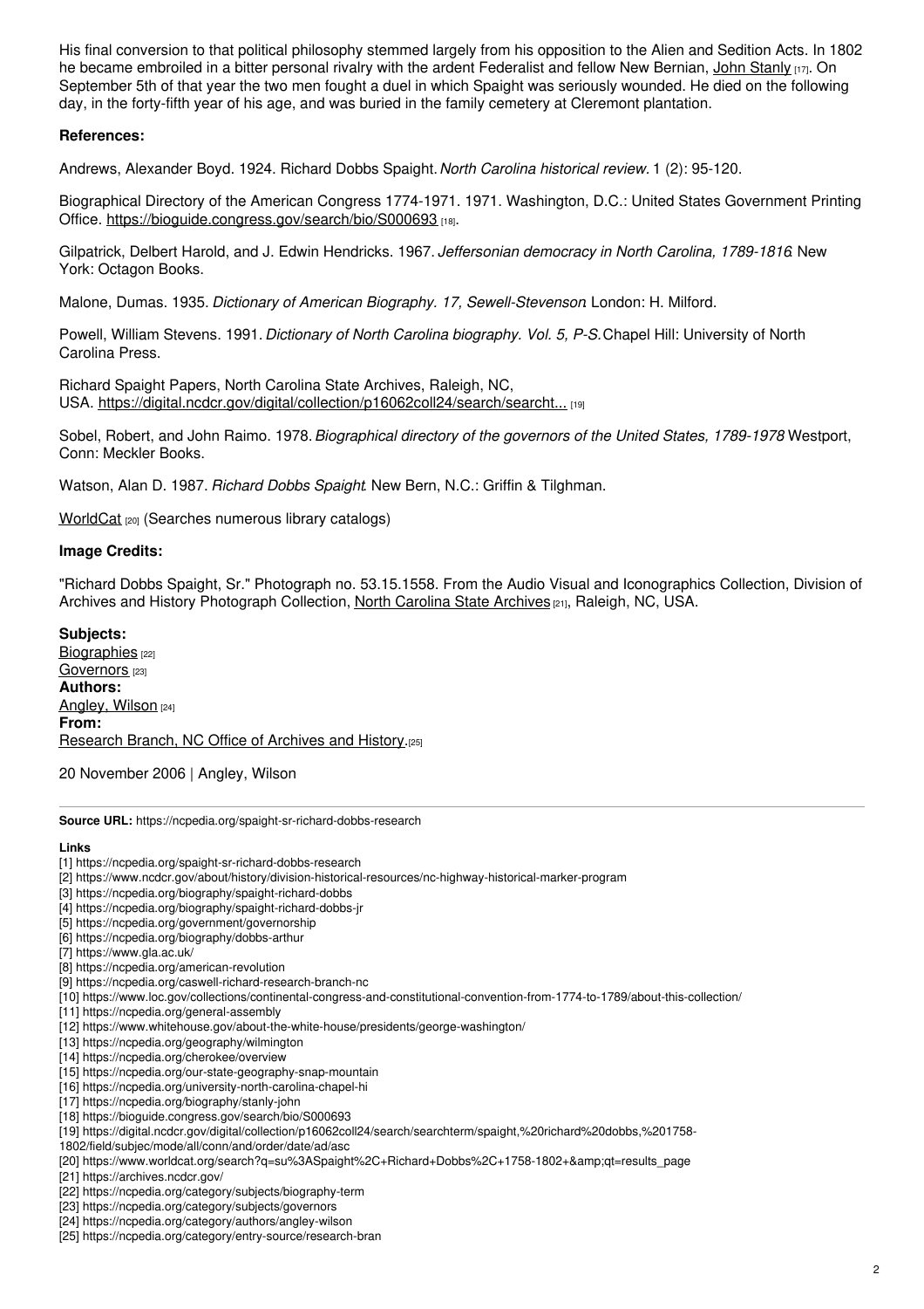His final conversion to that political philosophy stemmed largely from his opposition to the Alien and Sedition Acts. In 1802 he became embroiled in a bitter personal rivalry with the ardent Federalist and fellow New Bernian, John Stanly [17]. On September 5th of that year the two men fought a duel in which Spaight was seriously wounded. He died on the following day, in the forty-fifth year of his age, and was buried in the family cemetery at Cleremont plantation.

**References:**

Andrews, Alexander Boyd. 1924. Richard Dobbs Spaight. *North Carolina historical review.* 1 (2): 95-120.

Biographical Directory of the American Congress 1774-1971. 1971. Washington, D.C.: United States Government Printing Office. https://bioguide.congress.gov/search/bio/S000693 [18].

Gilpatrick, Delbert Harold, and J. Edwin Hendricks. 1967. *Jeffersonian democracy in North Carolina, 1789-1816*. New York: Octagon Books.

Malone, Dumas. 1935. *Dictionary of American Biography. 17, Sewell-Stevenson*. London: H. Milford.

Powell, William Stevens. 1991. *Dictionary of North Carolina biography. Vol. 5, P-S.* Chapel Hill: University of North Carolina Press.

Richard Spaight Papers, North Carolina State Archives, Raleigh, NC, USA. https://digital.ncdcr.gov/digital/collection/p16062coll24/search/searcht... [19]

Sobel, Robert, and John Raimo. 1978. *Biographical directory of the governors of the United States, 1789-1978* Westport, Conn: Meckler Books.

Watson, Alan D. 1987. *Richard Dobbs Spaight*. New Bern, N.C.: Griffin & Tilghman.

WorldCat [20] (Searches numerous library catalogs)

**Image Credits:**

"Richard Dobbs Spaight, Sr." Photograph no. 53.15.1558. From the Audio Visual and Iconographics Collection, Division of Archives and History Photograph Collection, North Carolina State Archives [21], Raleigh, NC, USA.

**Subjects:**
Biographies [22]
Governors [23]
**Authors:**
Angley, Wilson [24]
**From:**
Research Branch, NC Office of Archives and History. [25]

20 November 2006 | Angley, Wilson

**Source URL:** https://ncpedia.org/spaight-sr-richard-dobbs-research

**Links**
[1] https://ncpedia.org/spaight-sr-richard-dobbs-research
[2] https://www.ncdcr.gov/about/history/division-historical-resources/nc-highway-historical-marker-program
[3] https://ncpedia.org/biography/spaight-richard-dobbs
[4] https://ncpedia.org/biography/spaight-richard-dobbs-jr
[5] https://ncpedia.org/government/governorship
[6] https://ncpedia.org/biography/dobbs-arthur
[7] https://www.gla.ac.uk/
[8] https://ncpedia.org/american-revolution
[9] https://ncpedia.org/caswell-richard-research-branch-nc
[10] https://www.loc.gov/collections/continental-congress-and-constitutional-convention-from-1774-to-1789/about-this-collection/
[11] https://ncpedia.org/general-assembly
[12] https://www.whitehouse.gov/about-the-white-house/presidents/george-washington/
[13] https://ncpedia.org/geography/wilmington
[14] https://ncpedia.org/cherokee/overview
[15] https://ncpedia.org/our-state-geography-snap-mountain
[16] https://ncpedia.org/university-north-carolina-chapel-hi
[17] https://ncpedia.org/biography/stanly-john
[18] https://bioguide.congress.gov/search/bio/S000693
[19] https://digital.ncdcr.gov/digital/collection/p16062coll24/search/searchterm/spaight,%20richard%20dobbs,%201758-1802/field/subjec/mode/all/conn/and/order/date/ad/asc
[20] https://www.worldcat.org/search?q=su%3ASpaight%2C+Richard+Dobbs%2C+1758-1802+&amp;qt=results_page
[21] https://archives.ncdcr.gov/
[22] https://ncpedia.org/category/subjects/biography-term
[23] https://ncpedia.org/category/subjects/governors
[24] https://ncpedia.org/category/authors/angley-wilson
[25] https://ncpedia.org/category/entry-source/research-bran